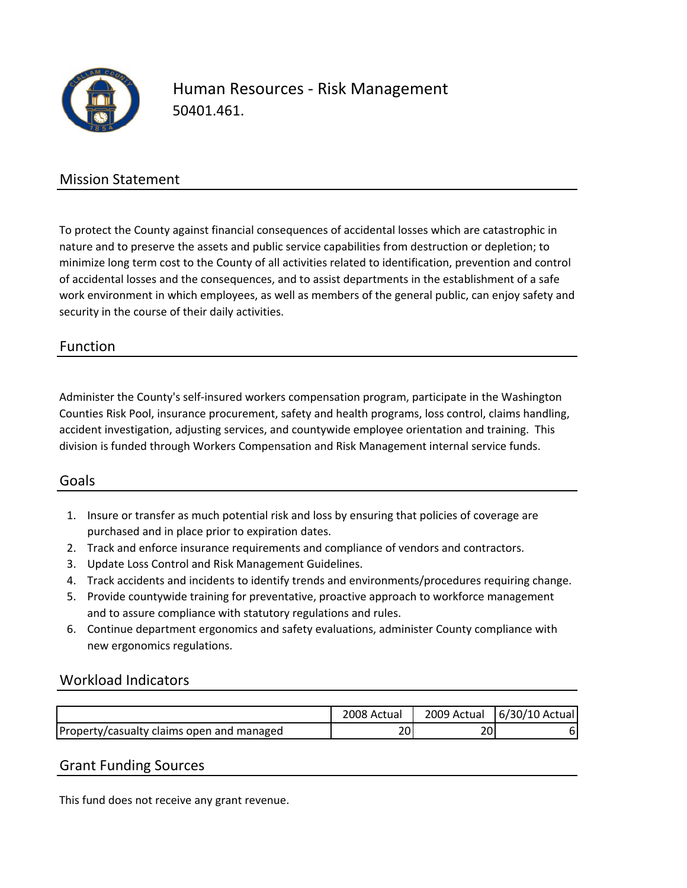# Human Resources - Risk Management

50401.461.

## Mission Statement

To protect the County against financial consequences of accidental losses which are catastrophic in nature and to preserve the assets and public service capabilities from destruction or depletion; to minimize long term cost to the County of all activities related to identification, prevention and control of accidental losses and the consequences, and to assist departments in the establishment of a safe work environment in which employees, as well as members of the general public, can enjoy safety and security in the course of their daily activities.

## Function

Administer the County's self-insured workers compensation program, participate in the Washington Counties Risk Pool, insurance procurement, safety and health programs, loss control, claims handling, accident investigation, adjusting services, and countywide employee orientation and training. This division is funded through Workers Compensation and Risk Management internal service funds.

## Goals

1. Insure or transfer as much potential risk and loss by ensuring that policies of coverage are purchased and in place prior to expiration dates.
2. Track and enforce insurance requirements and compliance of vendors and contractors.
3. Update Loss Control and Risk Management Guidelines.
4. Track accidents and incidents to identify trends and environments/procedures requiring change.
5. Provide countywide training for preventative, proactive approach to workforce management and to assure compliance with statutory regulations and rules.
6. Continue department ergonomics and safety evaluations, administer County compliance with new ergonomics regulations.

## Workload Indicators

| | 2008 Actual | 2009 Actual | 6/30/10 Actual |
|---|---|---|---|
| Property/casualty claims open and managed | 20 | 20 | 6 |

## Grant Funding Sources

This fund does not receive any grant revenue.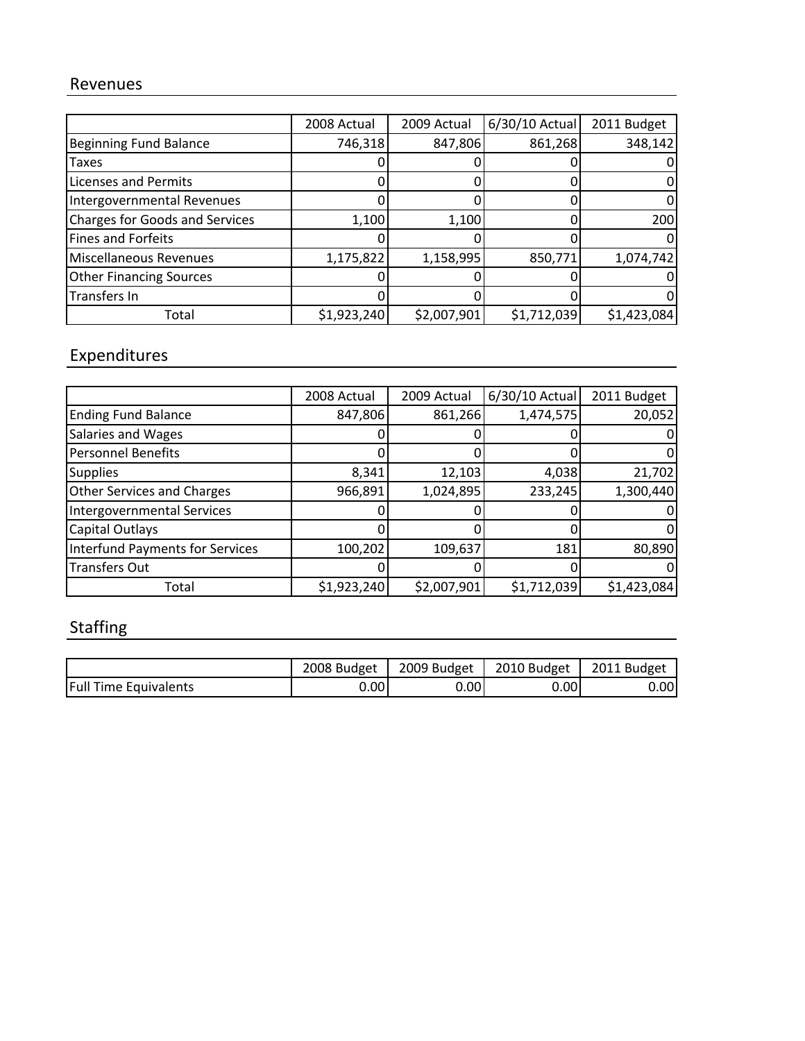## Revenues

| | 2008 Actual | 2009 Actual | 6/30/10 Actual | 2011 Budget |
|---|---|---|---|---|
| Beginning Fund Balance | 746,318 | 847,806 | 861,268 | 348,142 |
| Taxes | 0 | 0 | 0 | 0 |
| Licenses and Permits | 0 | 0 | 0 | 0 |
| Intergovernmental Revenues | 0 | 0 | 0 | 0 |
| Charges for Goods and Services | 1,100 | 1,100 | 0 | 200 |
| Fines and Forfeits | 0 | 0 | 0 | 0 |
| Miscellaneous Revenues | 1,175,822 | 1,158,995 | 850,771 | 1,074,742 |
| Other Financing Sources | 0 | 0 | 0 | 0 |
| Transfers In | 0 | 0 | 0 | 0 |
| Total | $1,923,240 | $2,007,901 | $1,712,039 | $1,423,084 |

## Expenditures

| | 2008 Actual | 2009 Actual | 6/30/10 Actual | 2011 Budget |
|---|---|---|---|---|
| Ending Fund Balance | 847,806 | 861,266 | 1,474,575 | 20,052 |
| Salaries and Wages | 0 | 0 | 0 | 0 |
| Personnel Benefits | 0 | 0 | 0 | 0 |
| Supplies | 8,341 | 12,103 | 4,038 | 21,702 |
| Other Services and Charges | 966,891 | 1,024,895 | 233,245 | 1,300,440 |
| Intergovernmental Services | 0 | 0 | 0 | 0 |
| Capital Outlays | 0 | 0 | 0 | 0 |
| Interfund Payments for Services | 100,202 | 109,637 | 181 | 80,890 |
| Transfers Out | 0 | 0 | 0 | 0 |
| Total | $1,923,240 | $2,007,901 | $1,712,039 | $1,423,084 |

## Staffing

| | 2008 Budget | 2009 Budget | 2010 Budget | 2011 Budget |
|---|---|---|---|---|
| Full Time Equivalents | 0.00 | 0.00 | 0.00 | 0.00 |